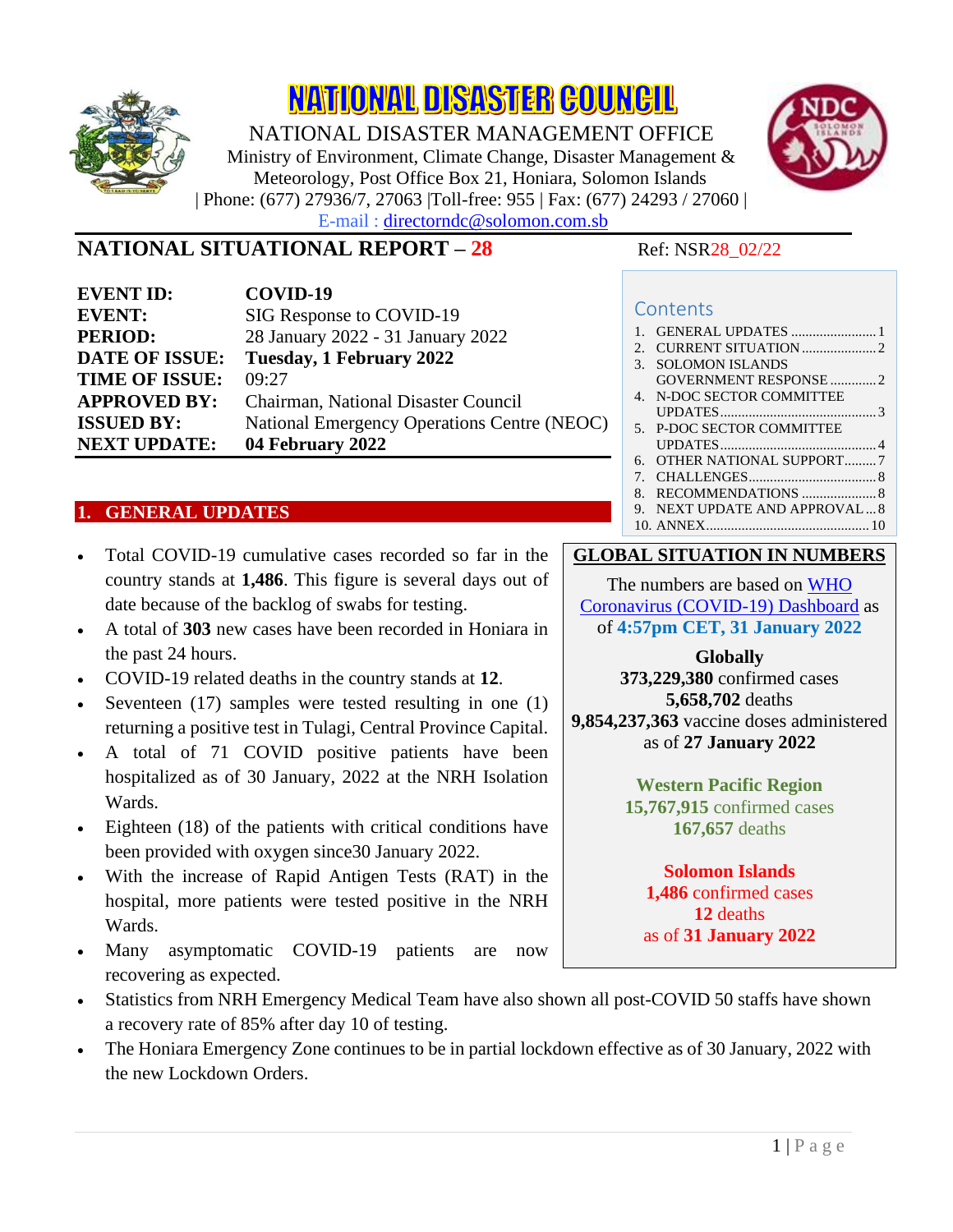# NATIONAL DISASTER COUNCIL

NATIONAL DISASTER MANAGEMENT OFFICE
Ministry of Environment, Climate Change, Disaster Management & Meteorology, Post Office Box 21, Honiara, Solomon Islands
| Phone: (677) 27936/7, 27063 |Toll-free: 955 | Fax: (677) 24293 / 27060 |
E-mail : directorndc@solomon.com.sb

## NATIONAL SITUATIONAL REPORT – 28

Ref: NSR28_02/22

| | |
|---|---|
| **EVENT ID:** | **COVID-19** |
| **EVENT:** | SIG Response to COVID-19 |
| **PERIOD:** | 28 January 2022 - 31 January 2022 |
| **DATE OF ISSUE:** | **Tuesday, 1 February 2022** |
| **TIME OF ISSUE:** | 09:27 |
| **APPROVED BY:** | Chairman, National Disaster Council |
| **ISSUED BY:** | National Emergency Operations Centre (NEOC) |
| **NEXT UPDATE:** | **04 February 2022** |

**Contents**

1. GENERAL UPDATES ........ 1
2. CURRENT SITUATION ........ 2
3. SOLOMON ISLANDS GOVERNMENT RESPONSE ........ 2
4. N-DOC SECTOR COMMITTEE UPDATES ........ 3
5. P-DOC SECTOR COMMITTEE UPDATES ........ 4
6. OTHER NATIONAL SUPPORT ........ 7
7. CHALLENGES ........ 8
8. RECOMMENDATIONS ........ 8
9. NEXT UPDATE AND APPROVAL ........ 8
10. ANNEX ........ 10

## 1. GENERAL UPDATES

- Total COVID-19 cumulative cases recorded so far in the country stands at **1,486**. This figure is several days out of date because of the backlog of swabs for testing.
- A total of **303** new cases have been recorded in Honiara in the past 24 hours.
- COVID-19 related deaths in the country stands at **12**.
- Seventeen (17) samples were tested resulting in one (1) returning a positive test in Tulagi, Central Province Capital.
- A total of 71 COVID positive patients have been hospitalized as of 30 January, 2022 at the NRH Isolation Wards.
- Eighteen (18) of the patients with critical conditions have been provided with oxygen since30 January 2022.
- With the increase of Rapid Antigen Tests (RAT) in the hospital, more patients were tested positive in the NRH Wards.
- Many asymptomatic COVID-19 patients are now recovering as expected.
- Statistics from NRH Emergency Medical Team have also shown all post-COVID 50 staffs have shown a recovery rate of 85% after day 10 of testing.
- The Honiara Emergency Zone continues to be in partial lockdown effective as of 30 January, 2022 with the new Lockdown Orders.

**GLOBAL SITUATION IN NUMBERS**

The numbers are based on WHO Coronavirus (COVID-19) Dashboard as of **4:57pm CET, 31 January 2022**

**Globally**
**373,229,380** confirmed cases
**5,658,702** deaths
**9,854,237,363** vaccine doses administered as of **27 January 2022**

**Western Pacific Region**
**15,767,915** confirmed cases
**167,657** deaths

**Solomon Islands**
**1,486** confirmed cases
**12** deaths
as of **31 January 2022**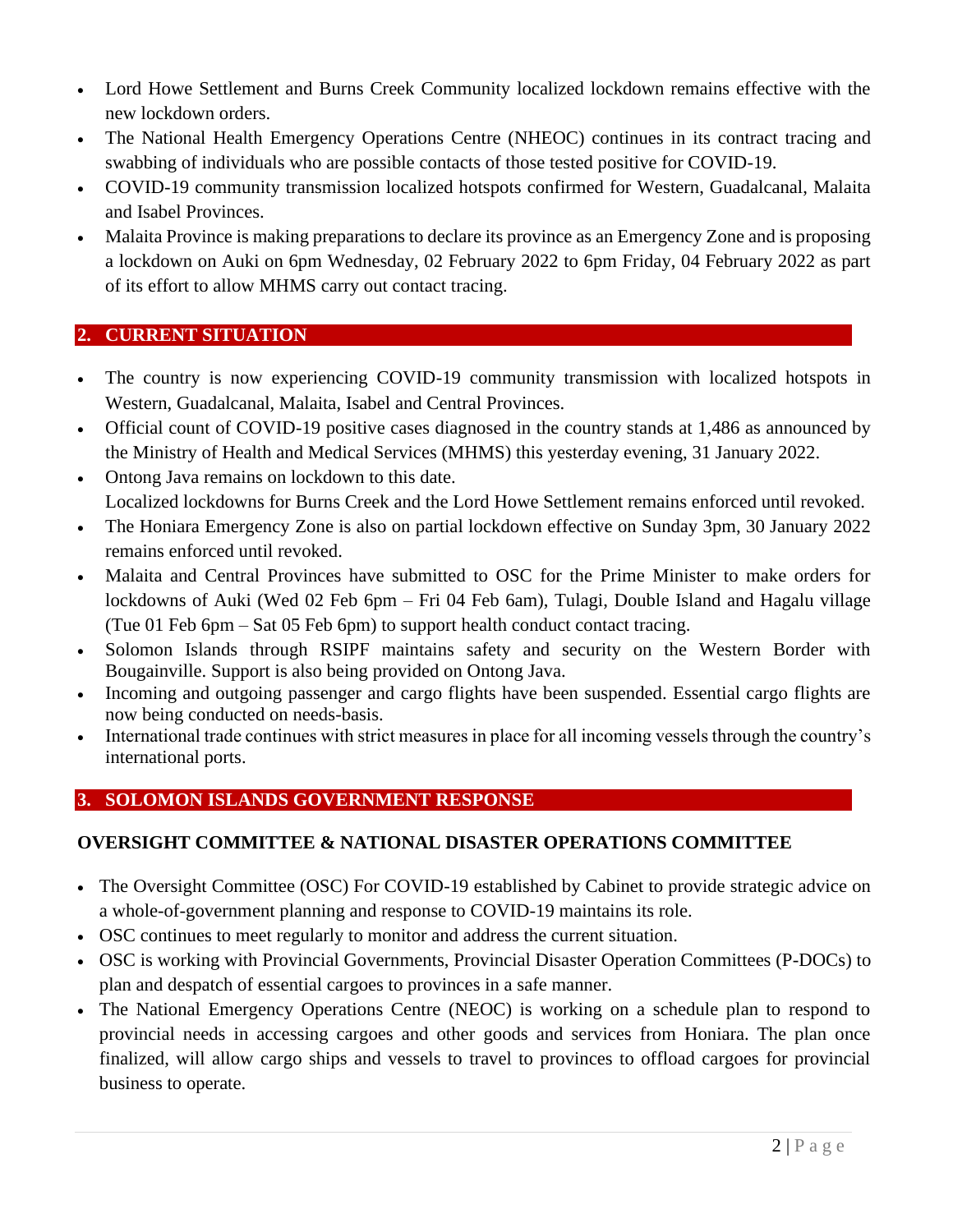- Lord Howe Settlement and Burns Creek Community localized lockdown remains effective with the new lockdown orders.
- The National Health Emergency Operations Centre (NHEOC) continues in its contract tracing and swabbing of individuals who are possible contacts of those tested positive for COVID-19.
- COVID-19 community transmission localized hotspots confirmed for Western, Guadalcanal, Malaita and Isabel Provinces.
- Malaita Province is making preparations to declare its province as an Emergency Zone and is proposing a lockdown on Auki on 6pm Wednesday, 02 February 2022 to 6pm Friday, 04 February 2022 as part of its effort to allow MHMS carry out contact tracing.

## 2. CURRENT SITUATION

- The country is now experiencing COVID-19 community transmission with localized hotspots in Western, Guadalcanal, Malaita, Isabel and Central Provinces.
- Official count of COVID-19 positive cases diagnosed in the country stands at 1,486 as announced by the Ministry of Health and Medical Services (MHMS) this yesterday evening, 31 January 2022.
- Ontong Java remains on lockdown to this date.
  Localized lockdowns for Burns Creek and the Lord Howe Settlement remains enforced until revoked.
- The Honiara Emergency Zone is also on partial lockdown effective on Sunday 3pm, 30 January 2022 remains enforced until revoked.
- Malaita and Central Provinces have submitted to OSC for the Prime Minister to make orders for lockdowns of Auki (Wed 02 Feb 6pm – Fri 04 Feb 6am), Tulagi, Double Island and Hagalu village (Tue 01 Feb 6pm – Sat 05 Feb 6pm) to support health conduct contact tracing.
- Solomon Islands through RSIPF maintains safety and security on the Western Border with Bougainville. Support is also being provided on Ontong Java.
- Incoming and outgoing passenger and cargo flights have been suspended. Essential cargo flights are now being conducted on needs-basis.
- International trade continues with strict measures in place for all incoming vessels through the country's international ports.

## 3. SOLOMON ISLANDS GOVERNMENT RESPONSE

### OVERSIGHT COMMITTEE & NATIONAL DISASTER OPERATIONS COMMITTEE

- The Oversight Committee (OSC) For COVID-19 established by Cabinet to provide strategic advice on a whole-of-government planning and response to COVID-19 maintains its role.
- OSC continues to meet regularly to monitor and address the current situation.
- OSC is working with Provincial Governments, Provincial Disaster Operation Committees (P-DOCs) to plan and despatch of essential cargoes to provinces in a safe manner.
- The National Emergency Operations Centre (NEOC) is working on a schedule plan to respond to provincial needs in accessing cargoes and other goods and services from Honiara. The plan once finalized, will allow cargo ships and vessels to travel to provinces to offload cargoes for provincial business to operate.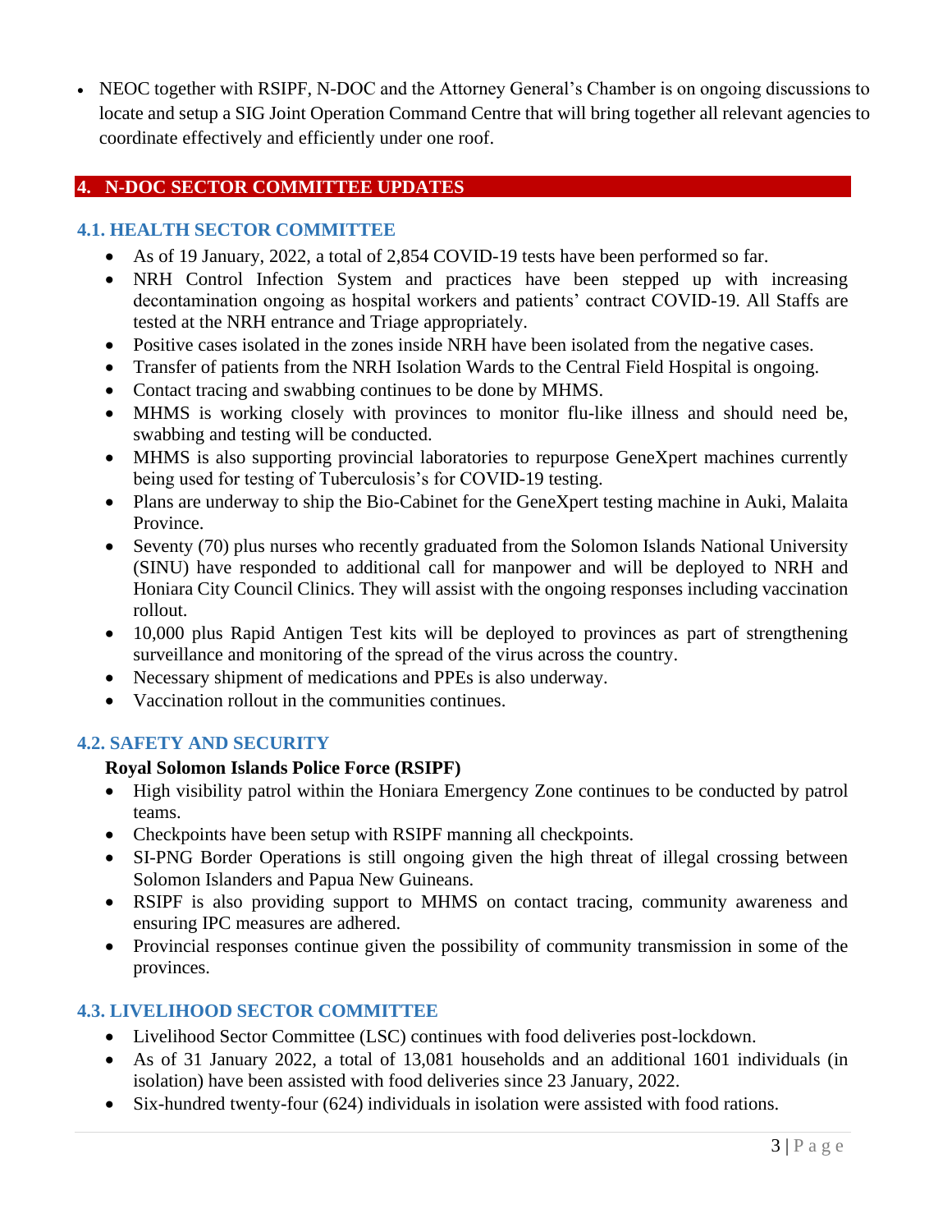- NEOC together with RSIPF, N-DOC and the Attorney General's Chamber is on ongoing discussions to locate and setup a SIG Joint Operation Command Centre that will bring together all relevant agencies to coordinate effectively and efficiently under one roof.

## 4. N-DOC SECTOR COMMITTEE UPDATES

### 4.1. HEALTH SECTOR COMMITTEE

- As of 19 January, 2022, a total of 2,854 COVID-19 tests have been performed so far.
- NRH Control Infection System and practices have been stepped up with increasing decontamination ongoing as hospital workers and patients' contract COVID-19. All Staffs are tested at the NRH entrance and Triage appropriately.
- Positive cases isolated in the zones inside NRH have been isolated from the negative cases.
- Transfer of patients from the NRH Isolation Wards to the Central Field Hospital is ongoing.
- Contact tracing and swabbing continues to be done by MHMS.
- MHMS is working closely with provinces to monitor flu-like illness and should need be, swabbing and testing will be conducted.
- MHMS is also supporting provincial laboratories to repurpose GeneXpert machines currently being used for testing of Tuberculosis's for COVID-19 testing.
- Plans are underway to ship the Bio-Cabinet for the GeneXpert testing machine in Auki, Malaita Province.
- Seventy (70) plus nurses who recently graduated from the Solomon Islands National University (SINU) have responded to additional call for manpower and will be deployed to NRH and Honiara City Council Clinics. They will assist with the ongoing responses including vaccination rollout.
- 10,000 plus Rapid Antigen Test kits will be deployed to provinces as part of strengthening surveillance and monitoring of the spread of the virus across the country.
- Necessary shipment of medications and PPEs is also underway.
- Vaccination rollout in the communities continues.

### 4.2. SAFETY AND SECURITY

**Royal Solomon Islands Police Force (RSIPF)**

- High visibility patrol within the Honiara Emergency Zone continues to be conducted by patrol teams.
- Checkpoints have been setup with RSIPF manning all checkpoints.
- SI-PNG Border Operations is still ongoing given the high threat of illegal crossing between Solomon Islanders and Papua New Guineans.
- RSIPF is also providing support to MHMS on contact tracing, community awareness and ensuring IPC measures are adhered.
- Provincial responses continue given the possibility of community transmission in some of the provinces.

### 4.3. LIVELIHOOD SECTOR COMMITTEE

- Livelihood Sector Committee (LSC) continues with food deliveries post-lockdown.
- As of 31 January 2022, a total of 13,081 households and an additional 1601 individuals (in isolation) have been assisted with food deliveries since 23 January, 2022.
- Six-hundred twenty-four (624) individuals in isolation were assisted with food rations.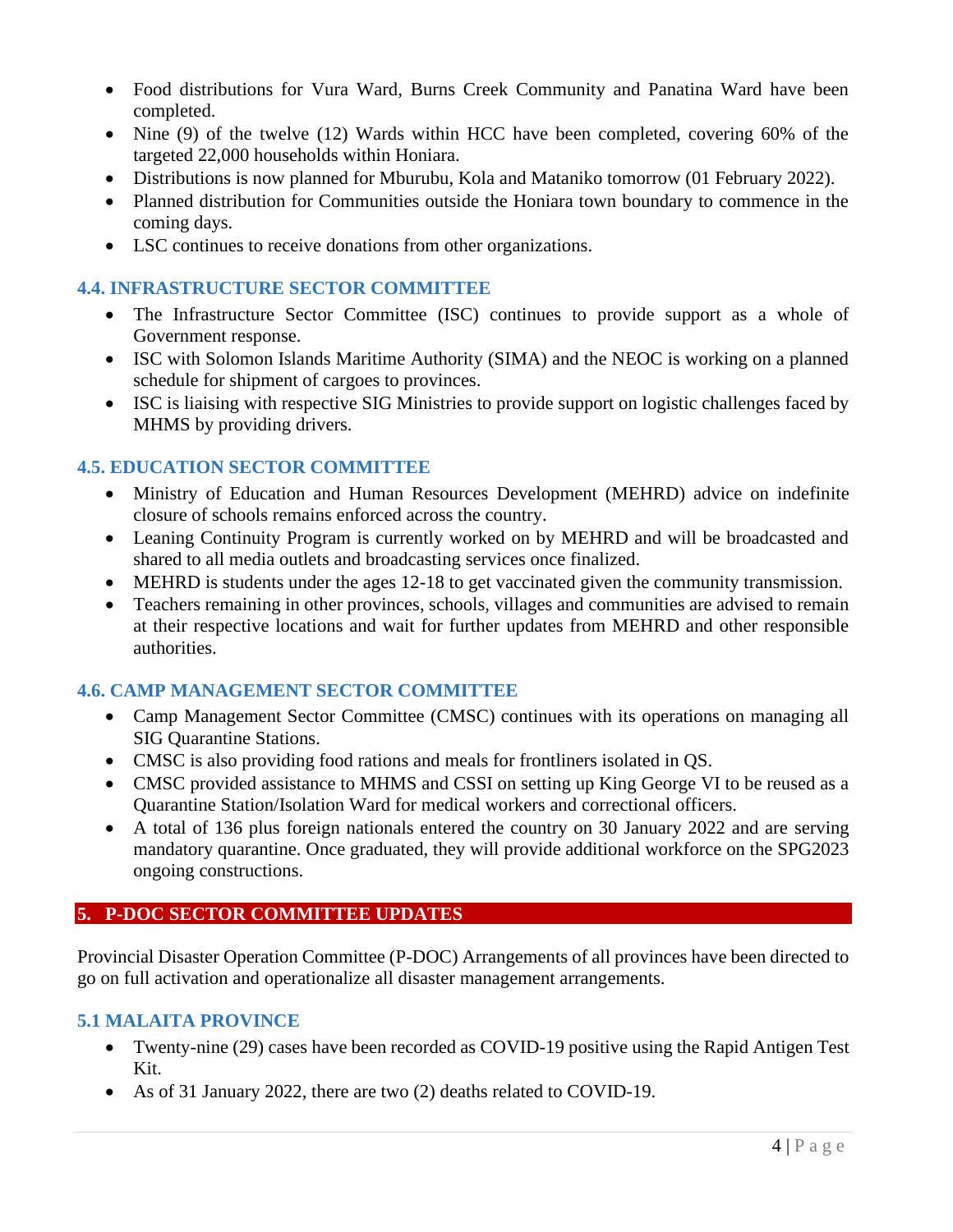- Food distributions for Vura Ward, Burns Creek Community and Panatina Ward have been completed.
- Nine (9) of the twelve (12) Wards within HCC have been completed, covering 60% of the targeted 22,000 households within Honiara.
- Distributions is now planned for Mburubu, Kola and Mataniko tomorrow (01 February 2022).
- Planned distribution for Communities outside the Honiara town boundary to commence in the coming days.
- LSC continues to receive donations from other organizations.

### 4.4. INFRASTRUCTURE SECTOR COMMITTEE

- The Infrastructure Sector Committee (ISC) continues to provide support as a whole of Government response.
- ISC with Solomon Islands Maritime Authority (SIMA) and the NEOC is working on a planned schedule for shipment of cargoes to provinces.
- ISC is liaising with respective SIG Ministries to provide support on logistic challenges faced by MHMS by providing drivers.

### 4.5. EDUCATION SECTOR COMMITTEE

- Ministry of Education and Human Resources Development (MEHRD) advice on indefinite closure of schools remains enforced across the country.
- Leaning Continuity Program is currently worked on by MEHRD and will be broadcasted and shared to all media outlets and broadcasting services once finalized.
- MEHRD is students under the ages 12-18 to get vaccinated given the community transmission.
- Teachers remaining in other provinces, schools, villages and communities are advised to remain at their respective locations and wait for further updates from MEHRD and other responsible authorities.

### 4.6. CAMP MANAGEMENT SECTOR COMMITTEE

- Camp Management Sector Committee (CMSC) continues with its operations on managing all SIG Quarantine Stations.
- CMSC is also providing food rations and meals for frontliners isolated in QS.
- CMSC provided assistance to MHMS and CSSI on setting up King George VI to be reused as a Quarantine Station/Isolation Ward for medical workers and correctional officers.
- A total of 136 plus foreign nationals entered the country on 30 January 2022 and are serving mandatory quarantine. Once graduated, they will provide additional workforce on the SPG2023 ongoing constructions.

## 5. P-DOC SECTOR COMMITTEE UPDATES

Provincial Disaster Operation Committee (P-DOC) Arrangements of all provinces have been directed to go on full activation and operationalize all disaster management arrangements.

### 5.1 MALAITA PROVINCE

- Twenty-nine (29) cases have been recorded as COVID-19 positive using the Rapid Antigen Test Kit.
- As of 31 January 2022, there are two (2) deaths related to COVID-19.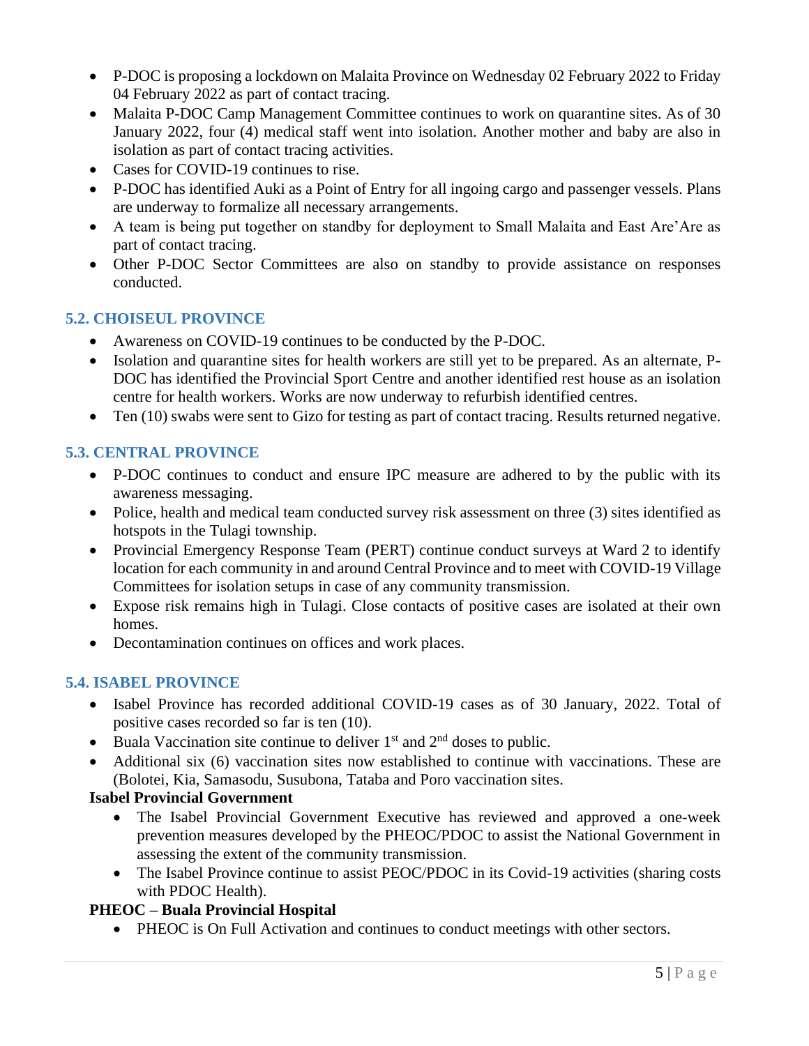- P-DOC is proposing a lockdown on Malaita Province on Wednesday 02 February 2022 to Friday 04 February 2022 as part of contact tracing.
- Malaita P-DOC Camp Management Committee continues to work on quarantine sites. As of 30 January 2022, four (4) medical staff went into isolation. Another mother and baby are also in isolation as part of contact tracing activities.
- Cases for COVID-19 continues to rise.
- P-DOC has identified Auki as a Point of Entry for all ingoing cargo and passenger vessels. Plans are underway to formalize all necessary arrangements.
- A team is being put together on standby for deployment to Small Malaita and East Are'Are as part of contact tracing.
- Other P-DOC Sector Committees are also on standby to provide assistance on responses conducted.

### 5.2. CHOISEUL PROVINCE

- Awareness on COVID-19 continues to be conducted by the P-DOC.
- Isolation and quarantine sites for health workers are still yet to be prepared. As an alternate, P-DOC has identified the Provincial Sport Centre and another identified rest house as an isolation centre for health workers. Works are now underway to refurbish identified centres.
- Ten (10) swabs were sent to Gizo for testing as part of contact tracing. Results returned negative.

### 5.3. CENTRAL PROVINCE

- P-DOC continues to conduct and ensure IPC measure are adhered to by the public with its awareness messaging.
- Police, health and medical team conducted survey risk assessment on three (3) sites identified as hotspots in the Tulagi township.
- Provincial Emergency Response Team (PERT) continue conduct surveys at Ward 2 to identify location for each community in and around Central Province and to meet with COVID-19 Village Committees for isolation setups in case of any community transmission.
- Expose risk remains high in Tulagi. Close contacts of positive cases are isolated at their own homes.
- Decontamination continues on offices and work places.

### 5.4. ISABEL PROVINCE

- Isabel Province has recorded additional COVID-19 cases as of 30 January, 2022. Total of positive cases recorded so far is ten (10).
- Buala Vaccination site continue to deliver 1st and 2nd doses to public.
- Additional six (6) vaccination sites now established to continue with vaccinations. These are (Bolotei, Kia, Samasodu, Susubona, Tataba and Poro vaccination sites.

**Isabel Provincial Government**

- The Isabel Provincial Government Executive has reviewed and approved a one-week prevention measures developed by the PHEOC/PDOC to assist the National Government in assessing the extent of the community transmission.
- The Isabel Province continue to assist PEOC/PDOC in its Covid-19 activities (sharing costs with PDOC Health).

**PHEOC – Buala Provincial Hospital**

- PHEOC is On Full Activation and continues to conduct meetings with other sectors.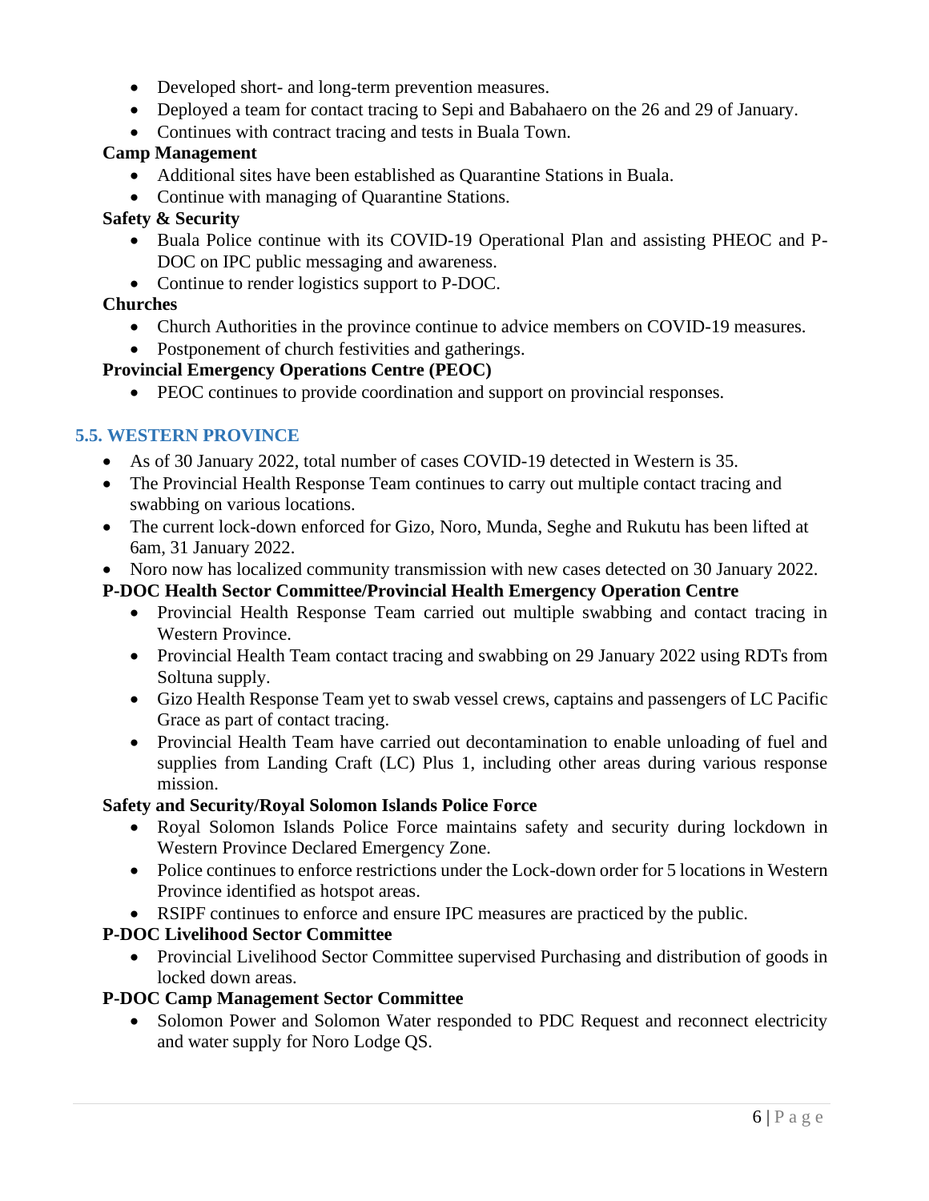- Developed short- and long-term prevention measures.
- Deployed a team for contact tracing to Sepi and Babahaero on the 26 and 29 of January.
- Continues with contract tracing and tests in Buala Town.

**Camp Management**

- Additional sites have been established as Quarantine Stations in Buala.
- Continue with managing of Quarantine Stations.

**Safety & Security**

- Buala Police continue with its COVID-19 Operational Plan and assisting PHEOC and P-DOC on IPC public messaging and awareness.
- Continue to render logistics support to P-DOC.

**Churches**

- Church Authorities in the province continue to advice members on COVID-19 measures.
- Postponement of church festivities and gatherings.

**Provincial Emergency Operations Centre (PEOC)**

- PEOC continues to provide coordination and support on provincial responses.

### 5.5. WESTERN PROVINCE

- As of 30 January 2022, total number of cases COVID-19 detected in Western is 35.
- The Provincial Health Response Team continues to carry out multiple contact tracing and swabbing on various locations.
- The current lock-down enforced for Gizo, Noro, Munda, Seghe and Rukutu has been lifted at 6am, 31 January 2022.
- Noro now has localized community transmission with new cases detected on 30 January 2022.

**P-DOC Health Sector Committee/Provincial Health Emergency Operation Centre**

- Provincial Health Response Team carried out multiple swabbing and contact tracing in Western Province.
- Provincial Health Team contact tracing and swabbing on 29 January 2022 using RDTs from Soltuna supply.
- Gizo Health Response Team yet to swab vessel crews, captains and passengers of LC Pacific Grace as part of contact tracing.
- Provincial Health Team have carried out decontamination to enable unloading of fuel and supplies from Landing Craft (LC) Plus 1, including other areas during various response mission.

**Safety and Security/Royal Solomon Islands Police Force**

- Royal Solomon Islands Police Force maintains safety and security during lockdown in Western Province Declared Emergency Zone.
- Police continues to enforce restrictions under the Lock-down order for 5 locations in Western Province identified as hotspot areas.
- RSIPF continues to enforce and ensure IPC measures are practiced by the public.

**P-DOC Livelihood Sector Committee**

- Provincial Livelihood Sector Committee supervised Purchasing and distribution of goods in locked down areas.

**P-DOC Camp Management Sector Committee**

- Solomon Power and Solomon Water responded to PDC Request and reconnect electricity and water supply for Noro Lodge QS.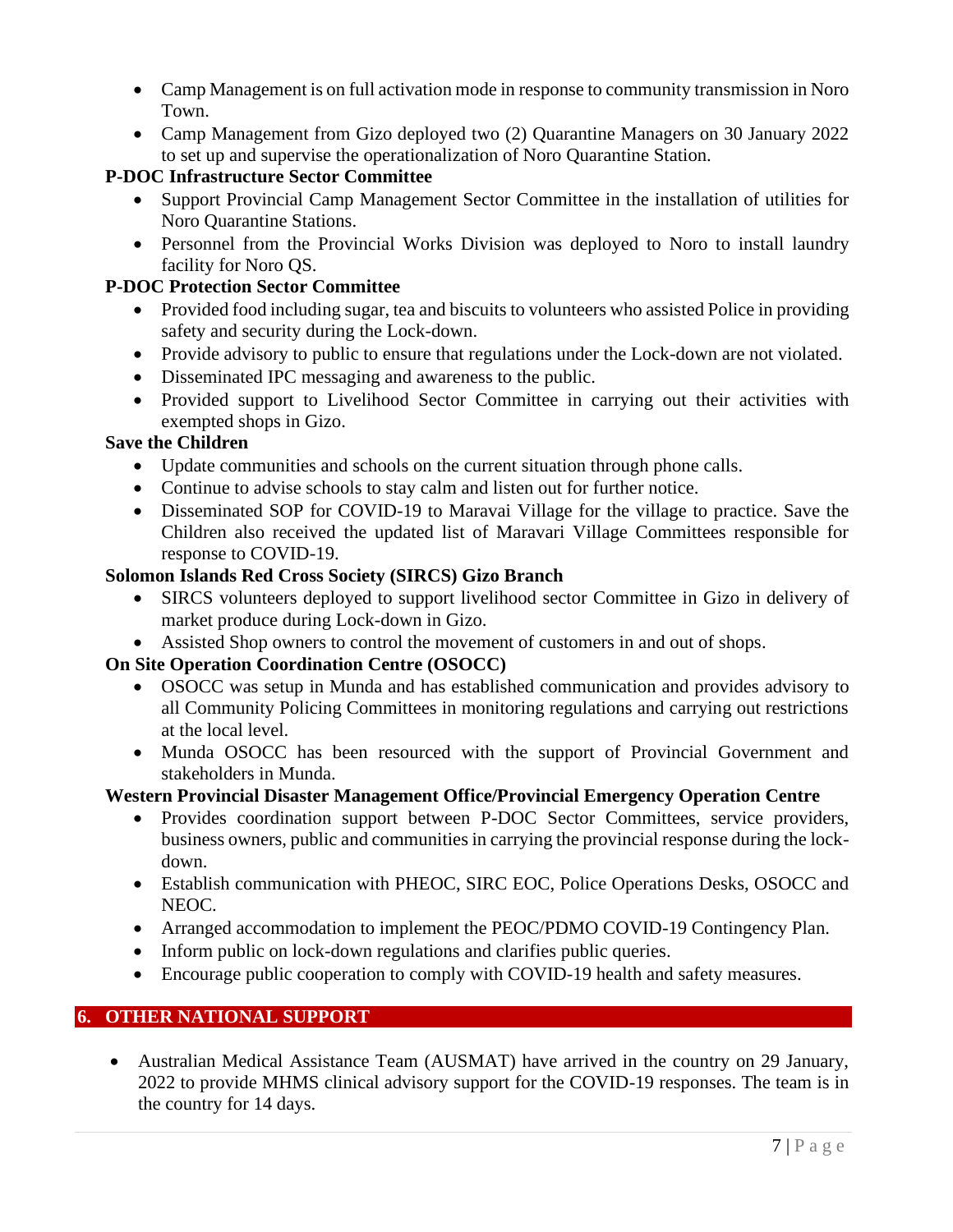- Camp Management is on full activation mode in response to community transmission in Noro Town.
- Camp Management from Gizo deployed two (2) Quarantine Managers on 30 January 2022 to set up and supervise the operationalization of Noro Quarantine Station.

**P-DOC Infrastructure Sector Committee**

- Support Provincial Camp Management Sector Committee in the installation of utilities for Noro Quarantine Stations.
- Personnel from the Provincial Works Division was deployed to Noro to install laundry facility for Noro QS.

**P-DOC Protection Sector Committee**

- Provided food including sugar, tea and biscuits to volunteers who assisted Police in providing safety and security during the Lock-down.
- Provide advisory to public to ensure that regulations under the Lock-down are not violated.
- Disseminated IPC messaging and awareness to the public.
- Provided support to Livelihood Sector Committee in carrying out their activities with exempted shops in Gizo.

**Save the Children**

- Update communities and schools on the current situation through phone calls.
- Continue to advise schools to stay calm and listen out for further notice.
- Disseminated SOP for COVID-19 to Maravai Village for the village to practice. Save the Children also received the updated list of Maravari Village Committees responsible for response to COVID-19.

**Solomon Islands Red Cross Society (SIRCS) Gizo Branch**

- SIRCS volunteers deployed to support livelihood sector Committee in Gizo in delivery of market produce during Lock-down in Gizo.
- Assisted Shop owners to control the movement of customers in and out of shops.

**On Site Operation Coordination Centre (OSOCC)**

- OSOCC was setup in Munda and has established communication and provides advisory to all Community Policing Committees in monitoring regulations and carrying out restrictions at the local level.
- Munda OSOCC has been resourced with the support of Provincial Government and stakeholders in Munda.

**Western Provincial Disaster Management Office/Provincial Emergency Operation Centre**

- Provides coordination support between P-DOC Sector Committees, service providers, business owners, public and communities in carrying the provincial response during the lock-down.
- Establish communication with PHEOC, SIRC EOC, Police Operations Desks, OSOCC and NEOC.
- Arranged accommodation to implement the PEOC/PDMO COVID-19 Contingency Plan.
- Inform public on lock-down regulations and clarifies public queries.
- Encourage public cooperation to comply with COVID-19 health and safety measures.

## 6. OTHER NATIONAL SUPPORT

- Australian Medical Assistance Team (AUSMAT) have arrived in the country on 29 January, 2022 to provide MHMS clinical advisory support for the COVID-19 responses. The team is in the country for 14 days.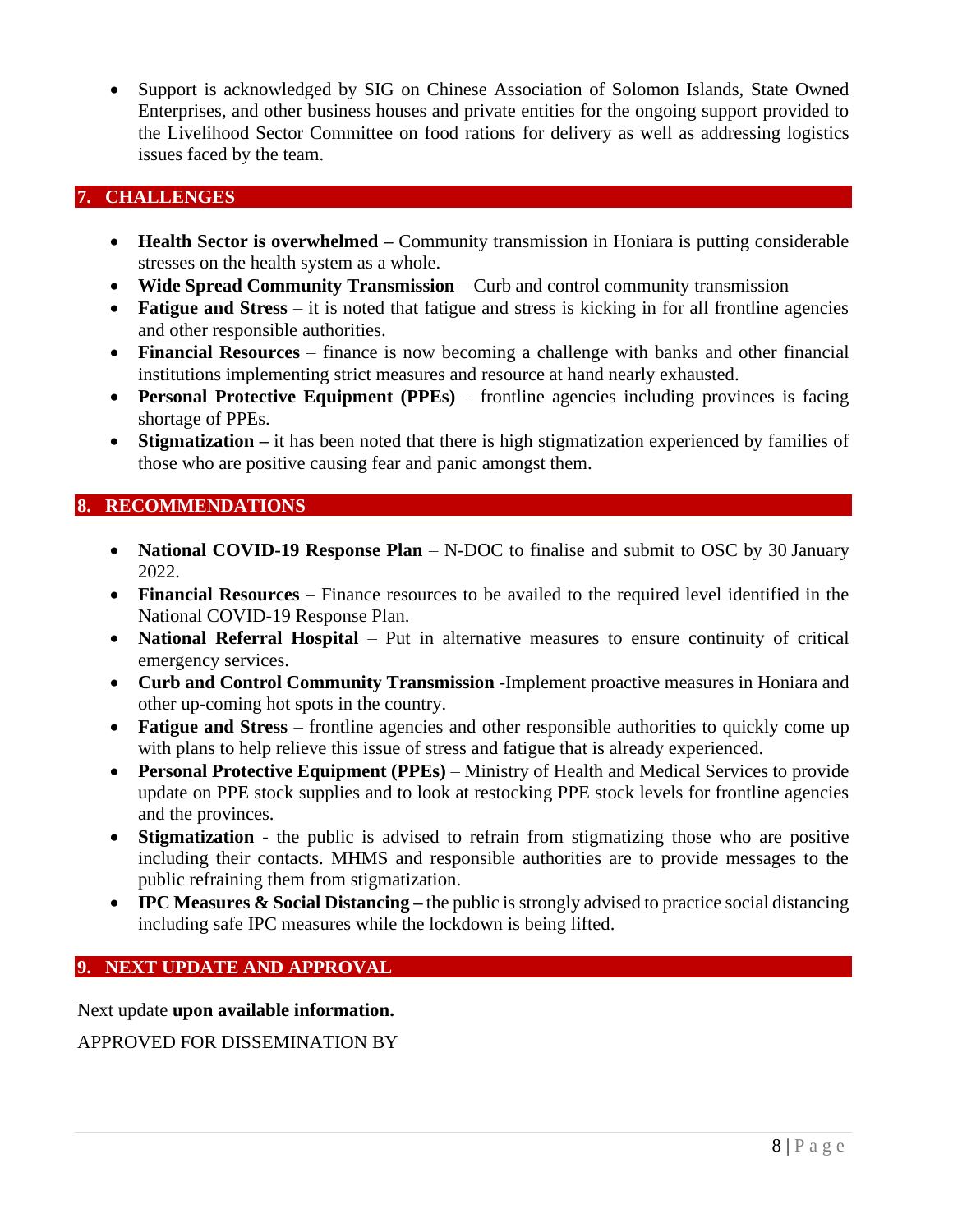- Support is acknowledged by SIG on Chinese Association of Solomon Islands, State Owned Enterprises, and other business houses and private entities for the ongoing support provided to the Livelihood Sector Committee on food rations for delivery as well as addressing logistics issues faced by the team.

## 7. CHALLENGES

- **Health Sector is overwhelmed –** Community transmission in Honiara is putting considerable stresses on the health system as a whole.
- **Wide Spread Community Transmission** – Curb and control community transmission
- **Fatigue and Stress** – it is noted that fatigue and stress is kicking in for all frontline agencies and other responsible authorities.
- **Financial Resources** – finance is now becoming a challenge with banks and other financial institutions implementing strict measures and resource at hand nearly exhausted.
- **Personal Protective Equipment (PPEs)** – frontline agencies including provinces is facing shortage of PPEs.
- **Stigmatization –** it has been noted that there is high stigmatization experienced by families of those who are positive causing fear and panic amongst them.

## 8. RECOMMENDATIONS

- **National COVID-19 Response Plan** – N-DOC to finalise and submit to OSC by 30 January 2022.
- **Financial Resources** – Finance resources to be availed to the required level identified in the National COVID-19 Response Plan.
- **National Referral Hospital** – Put in alternative measures to ensure continuity of critical emergency services.
- **Curb and Control Community Transmission** -Implement proactive measures in Honiara and other up-coming hot spots in the country.
- **Fatigue and Stress** – frontline agencies and other responsible authorities to quickly come up with plans to help relieve this issue of stress and fatigue that is already experienced.
- **Personal Protective Equipment (PPEs)** – Ministry of Health and Medical Services to provide update on PPE stock supplies and to look at restocking PPE stock levels for frontline agencies and the provinces.
- **Stigmatization** - the public is advised to refrain from stigmatizing those who are positive including their contacts. MHMS and responsible authorities are to provide messages to the public refraining them from stigmatization.
- **IPC Measures & Social Distancing –** the public is strongly advised to practice social distancing including safe IPC measures while the lockdown is being lifted.

## 9. NEXT UPDATE AND APPROVAL

Next update **upon available information.**

APPROVED FOR DISSEMINATION BY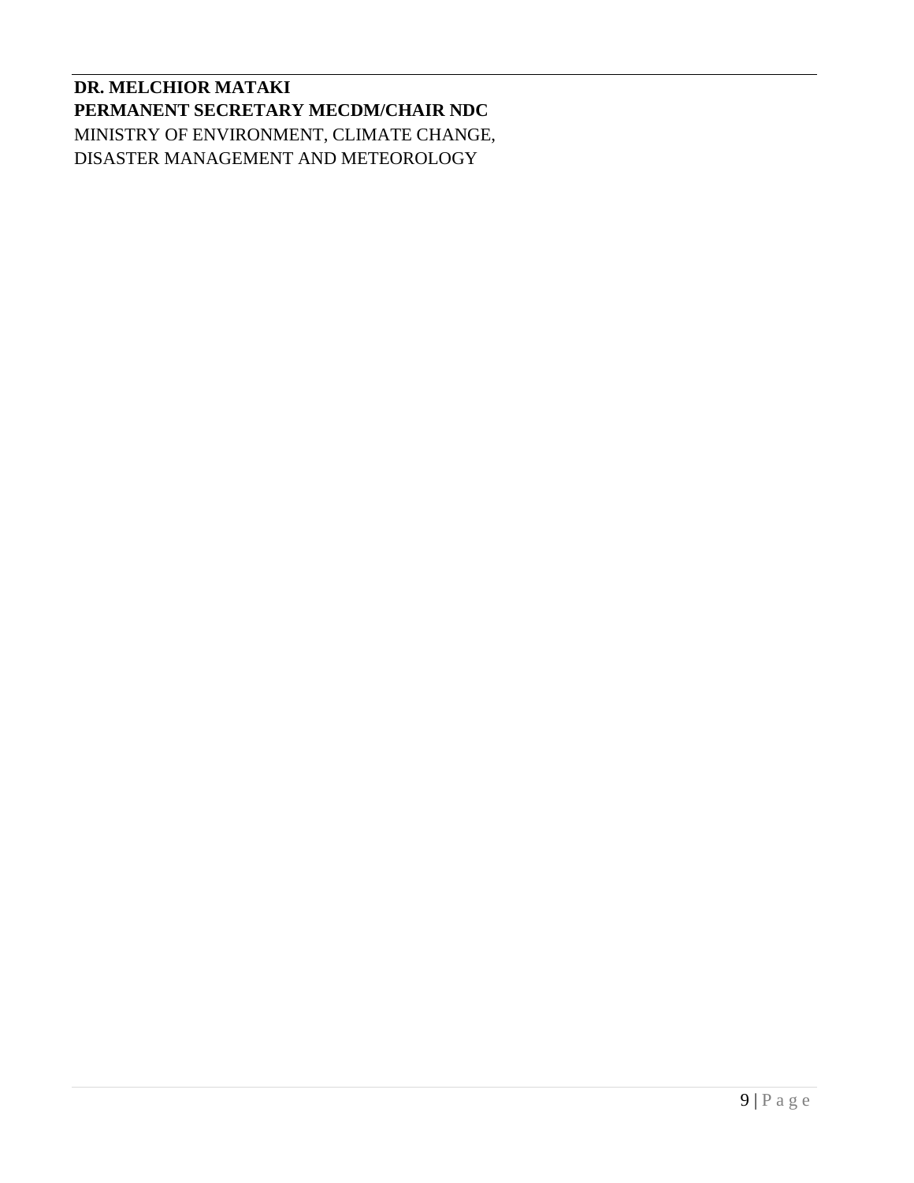**DR. MELCHIOR MATAKI**
**PERMANENT SECRETARY MECDM/CHAIR NDC**
MINISTRY OF ENVIRONMENT, CLIMATE CHANGE,
DISASTER MANAGEMENT AND METEOROLOGY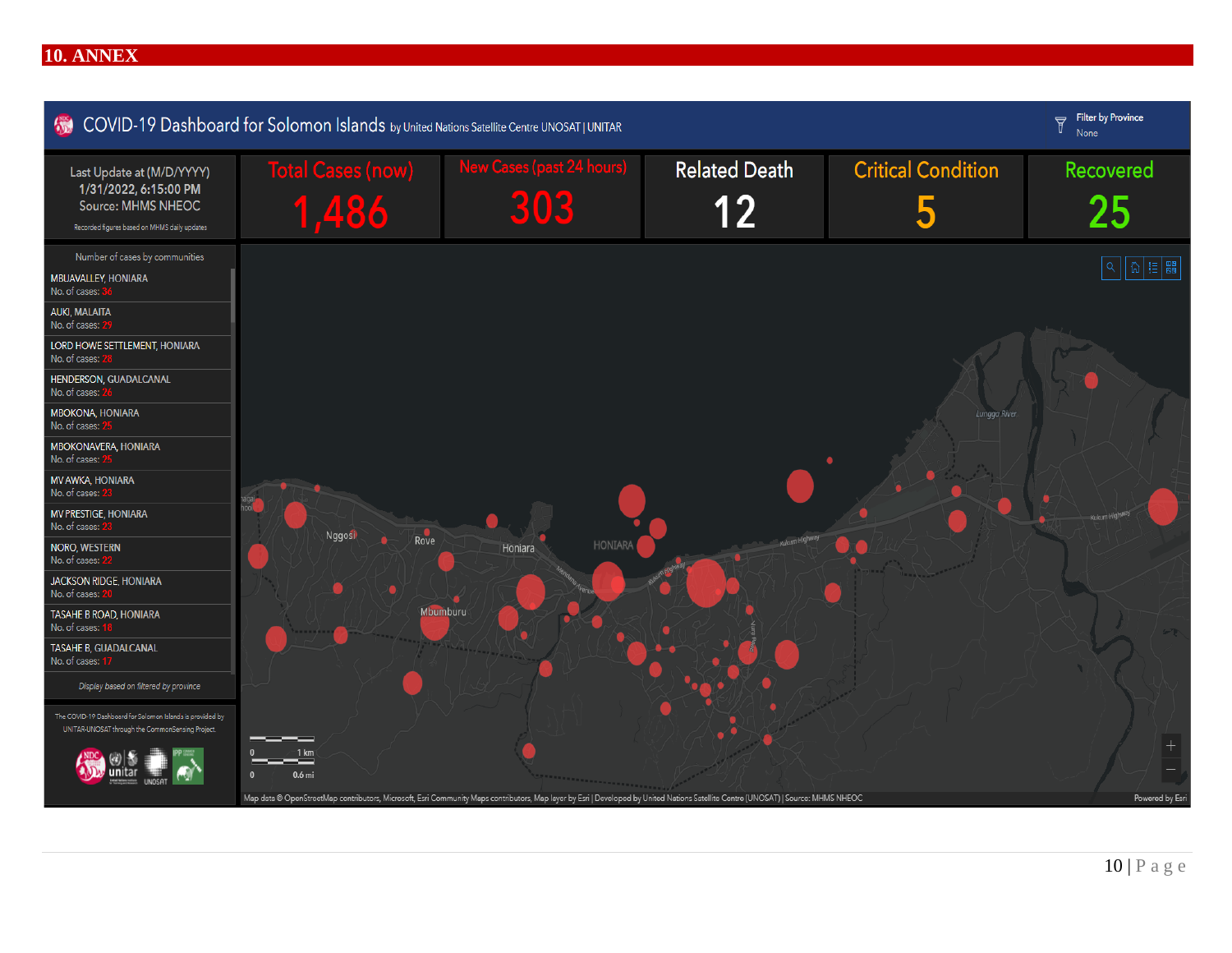## 10. ANNEX

COVID-19 Dashboard for Solomon Islands by United Nations Satellite Centre UNOSAT | UNITAR

Filter by Province
None

Last Update at (M/D/YYYY)
1/31/2022, 6:15:00 PM
Source: MHMS NHEOC
Recorded figures based on MHMS daily updates

| Total Cases (now) | New Cases (past 24 hours) | Related Death | Critical Condition | Recovered |
|---|---|---|---|---|
| 1,486 | 303 | 12 | 5 | 25 |

Number of cases by communities

- MBUAVALLEY, HONIARA — No. of cases: 36
- AUKI, MALAITA — No. of cases: 29
- LORD HOWE SETTLEMENT, HONIARA — No. of cases: 28
- HENDERSON, GUADALCANAL — No. of cases: 26
- MBOKONA, HONIARA — No. of cases: 25
- MBOKONAVERA, HONIARA — No. of cases: 25
- MV AWKA, HONIARA — No. of cases: 23
- MV PRESTIGE, HONIARA — No. of cases: 23
- NORO, WESTERN — No. of cases: 22
- JACKSON RIDGE, HONIARA — No. of cases: 20
- TASAHE B ROAD, HONIARA — No. of cases: 18
- TASAHE B, GUADALCANAL — No. of cases: 17

*Display based on filtered by province*

The COVID-19 Dashboard for Solomon Islands is provided by UNITAR-UNOSAT through the CommonSensing Project.

Map data © OpenStreetMap contributors, Microsoft, Esri Community Maps contributors, Map layer by Esri | Developed by United Nations Satellite Centre (UNOSAT) | Source: MHMS NHEOC

Powered by Esri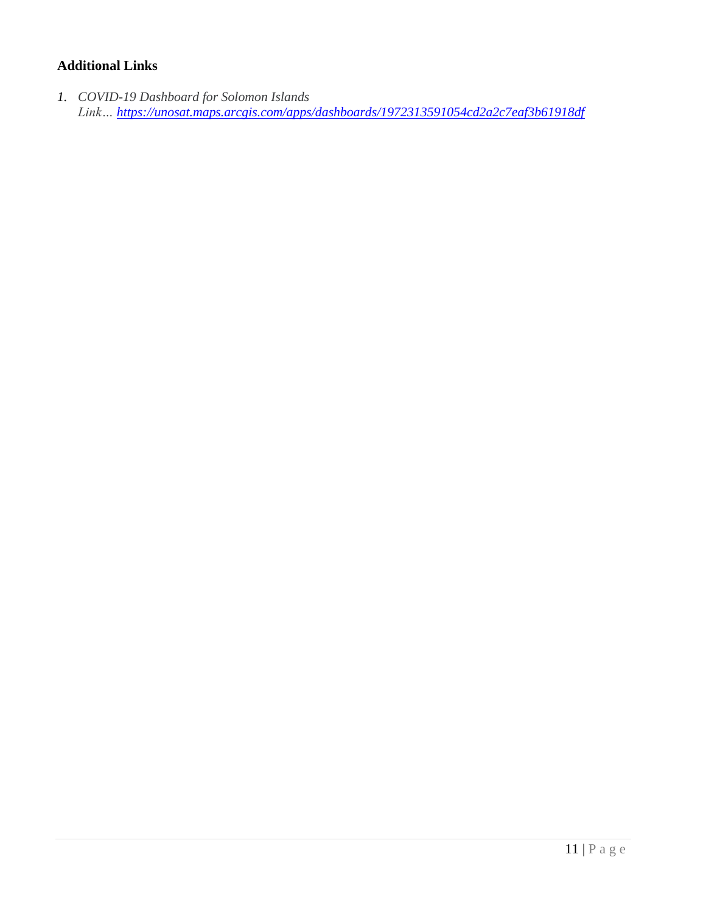**Additional Links**

1. *COVID-19 Dashboard for Solomon Islands*
   *Link… [https://unosat.maps.arcgis.com/apps/dashboards/1972313591054cd2a2c7eaf3b61918df](https://unosat.maps.arcgis.com/apps/dashboards/1972313591054cd2a2c7eaf3b61918df)*